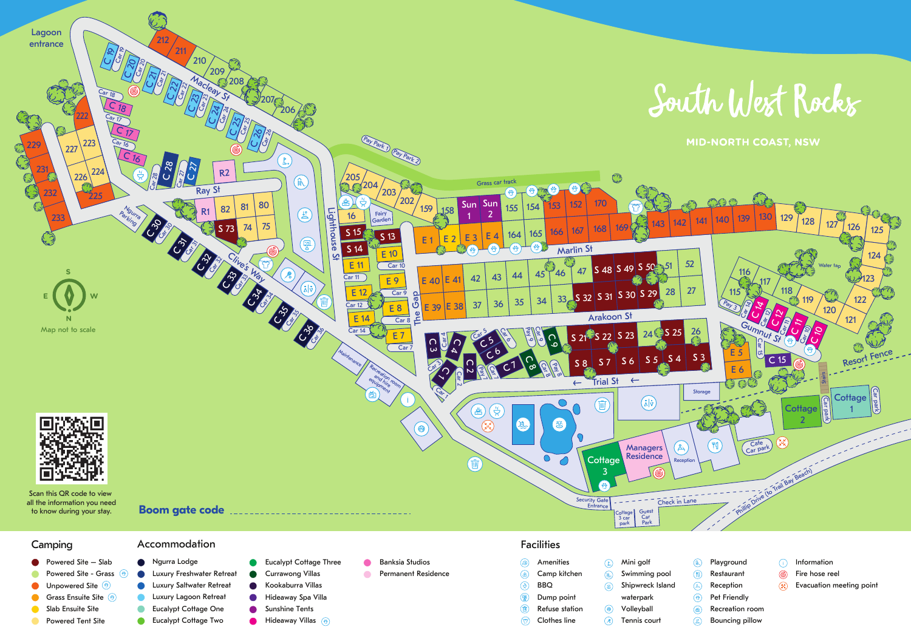# South West Rocks

**MID-NORTH COAST, NSW**

Map not to scale

Scan this QR code to view all the information you need to know during your stay.

**Boom gate code** ..............................................

## Camping

- Powered Site – Slab
- Powered Site - Grass
- Unpowered Site
- Grass Ensuite Site
- Slab Ensuite Site
- Powered Tent Site

## Accommodation

- Ngurra Lodge
- Luxury Freshwater Retreat
- Luxury Saltwater Retreat
- Luxury Lagoon Retreat
- Eucalypt Cottage One
- Eucalypt Cottage Two
- Eucalypt Cottage Three
- Currawong Villas
- Kookaburra Villas
- Hideaway Spa Villa
- Sunshine Tents
- Hideaway Villas
- Banksia Studios
- Permanent Residence

## Facilities

- Amenities
- Camp kitchen
- BBQ
- Dump point
- Refuse station
- Clothes line
- Mini golf
- Swimming pool
- Shipwreck Island waterpark
- Volleyball
- Tennis court
- Playground
- Restaurant
- Reception
- Pet Friendly
- Recreation room
- Bouncing pillow
- Information
- Fire hose reel
- Evacuation meeting point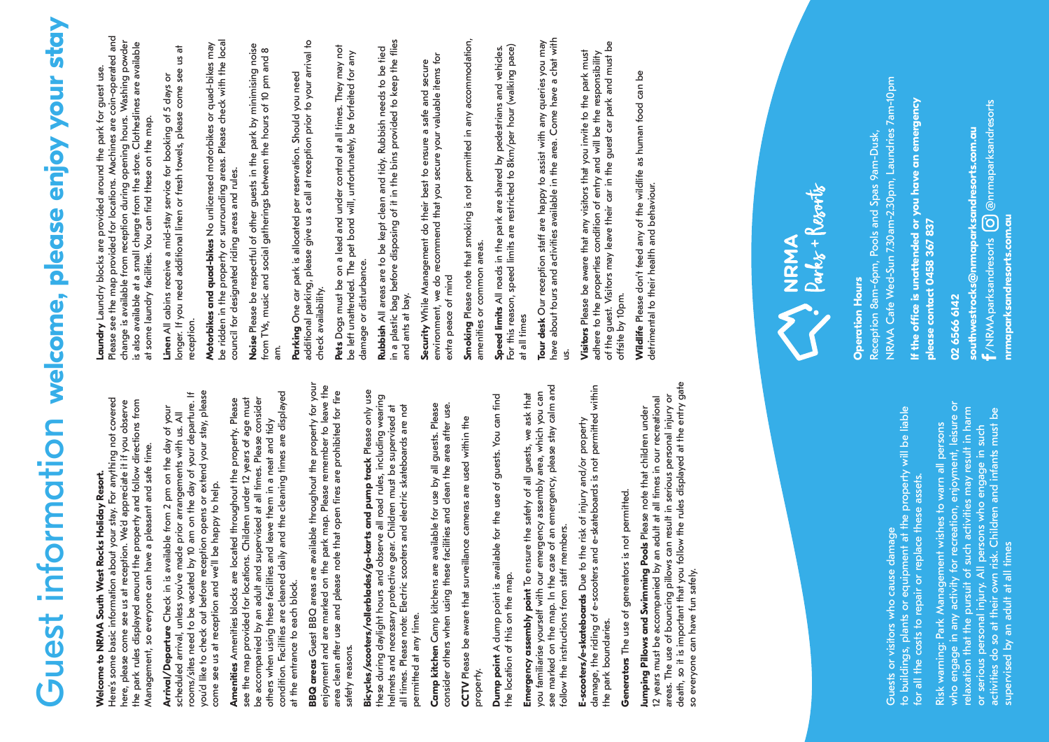# Guest information welcome, please enjoy your stay

**Welcome to NRMA South West Rocks Holiday Resort.**
Here's some basic information about your stay. For anything not covered here, please come see us at reception. We'd appreciate it if you observe the park rules displayed around the property and follow directions from Management, so everyone can have a pleasant and safe time.

**Arrival/Departure** Check in is available from 2 pm on the day of your scheduled arrival, unless you've made prior arrangements with us. All rooms/sites need to be vacated by 10 am on the day of your departure. If you'd like to check out before reception opens or extend your stay, please come see us at reception and we'll be happy to help.

**Amenities** Amenities blocks are located throughout the property. Please see the map provided for locations. Children under 12 years of age must be accompanied by an adult and supervised at all times. Please consider others when using these facilities and leave them in a neat and tidy condition. Facilities are cleaned daily and the cleaning times are displayed at the entrance to each block.

**BBQ areas** Guest BBQ areas are available throughout the property for your enjoyment and are marked on the park map. Please remember to leave the area clean after use and please note that open fires are prohibited for fire safety reasons.

**Bicycles/scooters/rollerblades/go-karts and pump track** Please only use these during daylight hours and observe all road rules, including wearing helmets and necessary protective gear. Children must be supervised at all times. Please note: Electric scooters and electric skateboards are not permitted at any time.

**Camp kitchen** Camp kitchens are available for use by all guests. Please consider others when using these facilities and clean the area after use.

**CCTV** Please be aware that surveillance cameras are used within the property.

**Dump point** A dump point is available for the use of guests. You can find the location of this on the map.

**Emergency assembly point** To ensure the safety of all guests, we ask that you familiarise yourself with our emergency assembly area, which you can see marked on the map. In the case of an emergency, please stay calm and follow the instructions from staff members.

**E-scooters/e-skateboards** Due to the risk of injury and/or property damage, the riding of e-scooters and e-skateboards is not permitted within the park boundaries.

**Generators** The use of generators is not permitted.

**Jumping Pillows and Swimming Pools** Please note that children under 12 years must be accompanied by an adult at all times in our recreational areas. The use of bouncing pillows can result in serious personal injury or death, so it is important that you follow the rules displayed at the entry gate so everyone can have fun safely.

**Laundry** Laundry blocks are provided around the park for guest use. Please see the map provided for locations. Machines are coin-operated and change is available from reception during opening hours. Washing powder is also available at a small charge from the store. Clotheslines are available at some laundry facilities. You can find these on the map.

**Linen** All cabins receive a mid-stay service for booking of 5 days or longer. If you need additional linen or fresh towels, please come see us at reception.

**Motorbikes and quad-bikes** No unlicensed motorbikes or quad-bikes may be ridden in the property or surrounding areas. Please check with the local council for designated riding areas and rules.

**Noise** Please be respectful of other guests in the park by minimising noise from TVs, music and social gatherings between the hours of 10 pm and 8 am.

**Parking** One car park is allocated per reservation. Should you need additional parking, please give us a call at reception prior to your arrival to check availability.

**Pets** Dogs must be on a lead and under control at all times. They may not be left unattended. The pet bond will, unfortunately, be forfeited for any damage or disturbance.

**Rubbish** All areas are to be kept clean and tidy. Rubbish needs to be tied in a plastic bag before disposing of it in the bins provided to keep the flies and ants at bay.

**Security** While Management do their best to ensure a safe and secure environment, we do recommend that you secure your valuable items for extra peace of mind

**Smoking** Please note that smoking is not permitted in any accommodation, amenities or common areas.

**Speed limits** All roads in the park are shared by pedestrians and vehicles. For this reason, speed limits are restricted to 8km/per hour (walking pace) at all times

**Tour desk** Our reception staff are happy to assist with any queries you may have about tours and activities available in the area. Come have a chat with us.

**Visitors** Please be aware that any visitors that you invite to the park must adhere to the properties condition of entry and will be the responsibility of the guest. Visitors may leave their car in the guest car park and must be offsite by 10pm.

**Wildlife** Please don't feed any of the wildlife as human food can be detrimental to their health and behaviour.

Guests or visitors who cause damage to buildings, plants or equipment at the property will be liable for all the costs to repair or replace these assets.

Risk warning: Park Management wishes to warn all persons who engage in any activity for recreation, enjoyment, leisure or relaxation that the pursuit of such activities may result in harm or serious personal injury. All persons who engage in such activities do so at their own risk. Children and infants must be supervised by an adult at all times

NRMA Parks + Resorts

**Operation Hours**
Reception 8am-6pm, Pools and Spas 9am-Dusk,
NRMA Cafe Wed-Sun 7.30am-2.30pm, Laundries 7am-10pm

**If the office is unattended or you have an emergency please contact 0458 367 837**

**02 6566 6142**

**southwestrocks@nrmaparksandresorts.com.au**

/NRMAparksandresorts @nrmaparksandresorts

**nrmaparksandresorts.com.au**